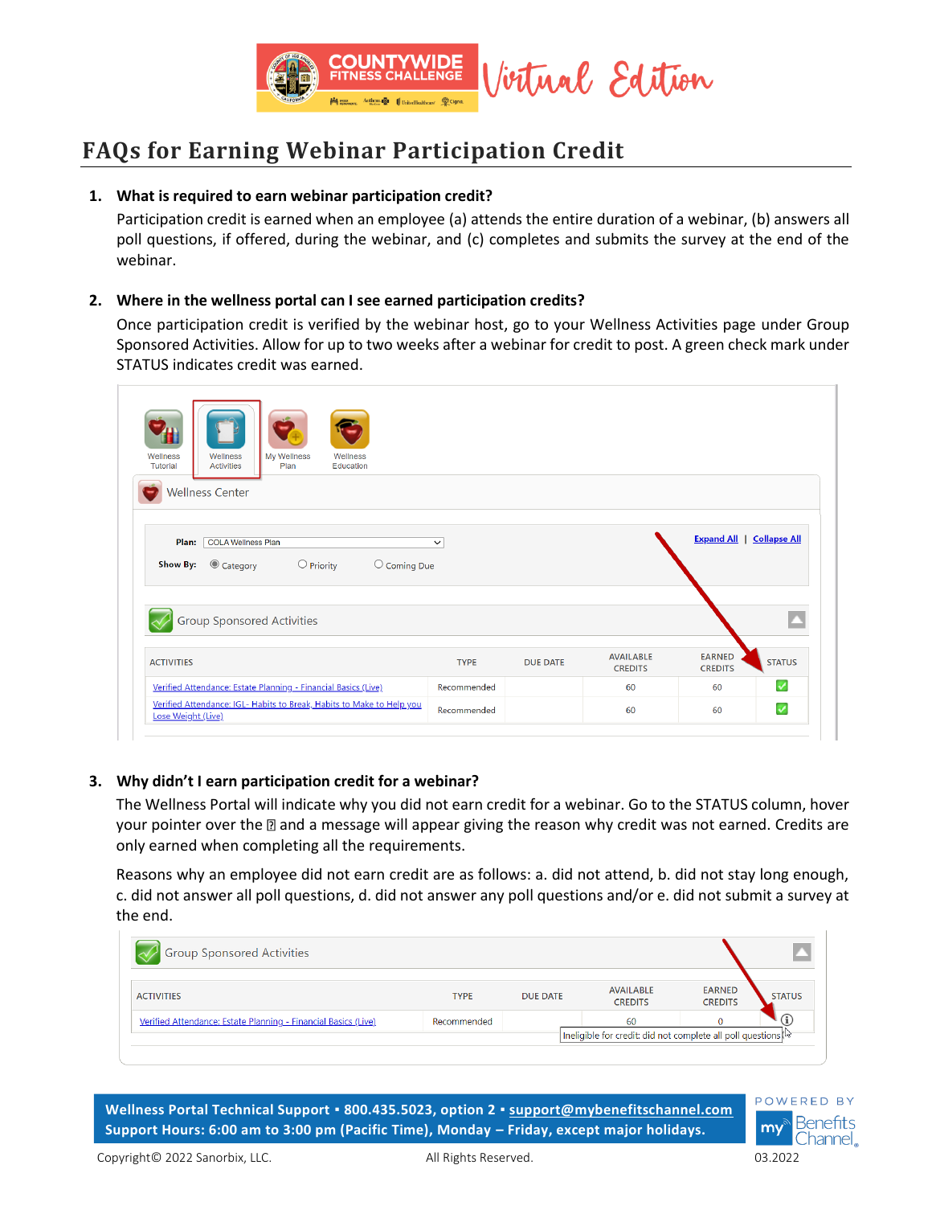# FAQs for Earning Webinar Participation Credit

1. **What is required to earn webinar participation credit?**

   Participation credit is earned when an employee (a) attends the entire duration of a webinar, (b) answers all poll questions, if offered, during the webinar, and (c) completes and submits the survey at the end of the webinar.

2. **Where in the wellness portal can I see earned participation credits?**

   Once participation credit is verified by the webinar host, go to your Wellness Activities page under Group Sponsored Activities. Allow for up to two weeks after a webinar for credit to post. A green check mark under STATUS indicates credit was earned.

3. **Why didn't I earn participation credit for a webinar?**

   The Wellness Portal will indicate why you did not earn credit for a webinar. Go to the STATUS column, hover your pointer over the ⓘ and a message will appear giving the reason why credit was not earned. Credits are only earned when completing all the requirements.

   Reasons why an employee did not earn credit are as follows: a. did not attend, b. did not stay long enough, c. did not answer all poll questions, d. did not answer any poll questions and/or e. did not submit a survey at the end.

**Wellness Portal Technical Support • 800.435.5023, option 2 • support@mybenefitschannel.com**
**Support Hours: 6:00 am to 3:00 pm (Pacific Time), Monday – Friday, except major holidays.**

Copyright© 2022 Sanorbix, LLC. All Rights Reserved. 03.2022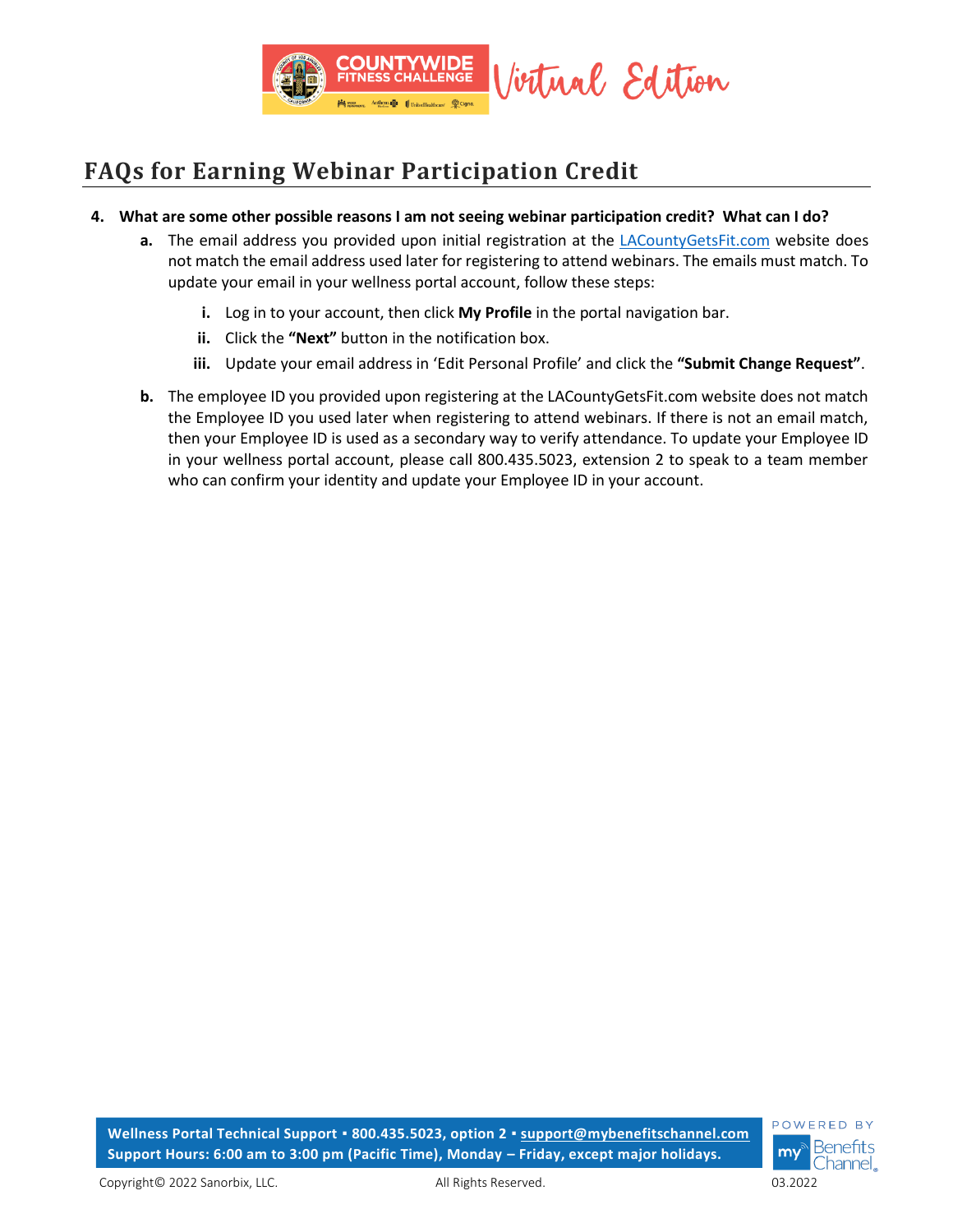## FAQs for Earning Webinar Participation Credit

**4. What are some other possible reasons I am not seeing webinar participation credit? What can I do?**

   **a.** The email address you provided upon initial registration at the [LACountyGetsFit.com](LACountyGetsFit.com) website does not match the email address used later for registering to attend webinars. The emails must match. To update your email in your wellness portal account, follow these steps:

      **i.** Log in to your account, then click **My Profile** in the portal navigation bar.

      **ii.** Click the **"Next"** button in the notification box.

      **iii.** Update your email address in 'Edit Personal Profile' and click the **"Submit Change Request"**.

   **b.** The employee ID you provided upon registering at the LACountyGetsFit.com website does not match the Employee ID you used later when registering to attend webinars. If there is not an email match, then your Employee ID is used as a secondary way to verify attendance. To update your Employee ID in your wellness portal account, please call 800.435.5023, extension 2 to speak to a team member who can confirm your identity and update your Employee ID in your account.

**Wellness Portal Technical Support ▪ 800.435.5023, option 2 ▪ support@mybenefitschannel.com**
**Support Hours: 6:00 am to 3:00 pm (Pacific Time), Monday – Friday, except major holidays.**

Copyright© 2022 Sanorbix, LLC. All Rights Reserved. 03.2022